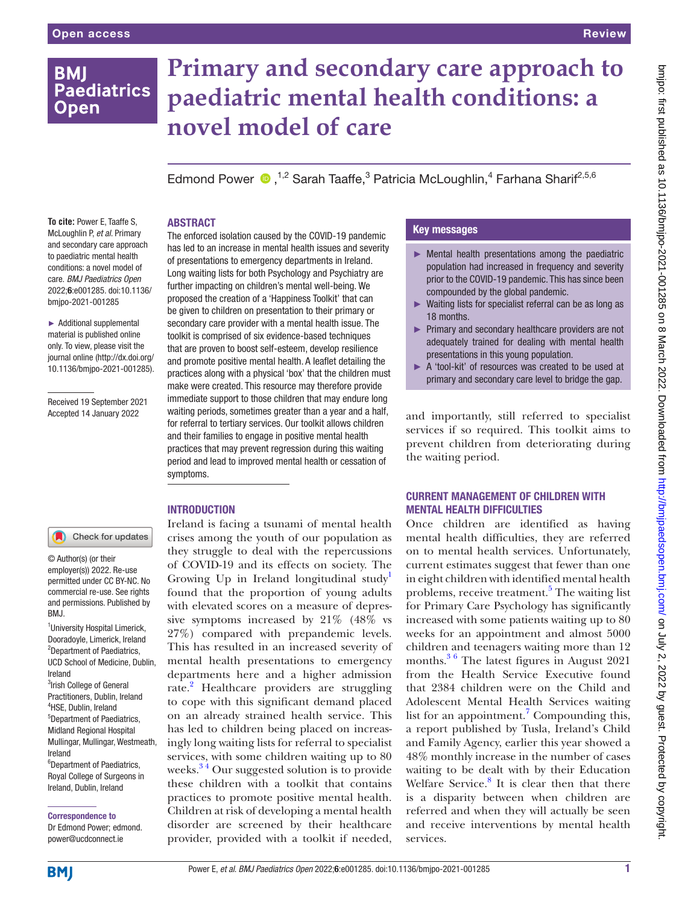# Primary and secondary care approach to paediatric mental health conditions: a novel model of care

Edmond Power[1,2] Sarah Taaffe,[3] Patricia McLoughlin,[4] Farhana Sharif[2,5,6]

**To cite:** Power E, Taaffe S, McLoughlin P, *et al*. Primary and secondary care approach to paediatric mental health conditions: a novel model of care. *BMJ Paediatrics Open* 2022;**6**:e001285. doi:10.1136/bmjpo-2021-001285

► Additional supplemental material is published online only. To view, please visit the journal online (http://dx.doi.org/10.1136/bmjpo-2021-001285).

Received 19 September 2021
Accepted 14 January 2022

© Author(s) (or their employer(s)) 2022. Re-use permitted under CC BY-NC. No commercial re-use. See rights and permissions. Published by BMJ.

[1]University Hospital Limerick, Dooradoyle, Limerick, Ireland
[2]Department of Paediatrics, UCD School of Medicine, Dublin, Ireland
[3]Irish College of General Practitioners, Dublin, Ireland
[4]HSE, Dublin, Ireland
[5]Department of Paediatrics, Midland Regional Hospital Mullingar, Mullingar, Westmeath, Ireland
[6]Department of Paediatrics, Royal College of Surgeons in Ireland, Dublin, Ireland

**Correspondence to**
Dr Edmond Power; edmond.power@ucdconnect.ie

## ABSTRACT

The enforced isolation caused by the COVID-19 pandemic has led to an increase in mental health issues and severity of presentations to emergency departments in Ireland. Long waiting lists for both Psychology and Psychiatry are further impacting on children's mental well-being. We proposed the creation of a 'Happiness Toolkit' that can be given to children on presentation to their primary or secondary care provider with a mental health issue. The toolkit is comprised of six evidence-based techniques that are proven to boost self-esteem, develop resilience and promote positive mental health. A leaflet detailing the practices along with a physical 'box' that the children must make were created. This resource may therefore provide immediate support to those children that may endure long waiting periods, sometimes greater than a year and a half, for referral to tertiary services. Our toolkit allows children and their families to engage in positive mental health practices that may prevent regression during this waiting period and lead to improved mental health or cessation of symptoms.

## Key messages

- ► Mental health presentations among the paediatric population had increased in frequency and severity prior to the COVID-19 pandemic. This has since been compounded by the global pandemic.
- ► Waiting lists for specialist referral can be as long as 18 months.
- ► Primary and secondary healthcare providers are not adequately trained for dealing with mental health presentations in this young population.
- ► A 'tool-kit' of resources was created to be used at primary and secondary care level to bridge the gap.

## INTRODUCTION

Ireland is facing a tsunami of mental health crises among the youth of our population as they struggle to deal with the repercussions of COVID-19 and its effects on society. The Growing Up in Ireland longitudinal study[1] found that the proportion of young adults with elevated scores on a measure of depressive symptoms increased by 21% (48% vs 27%) compared with prepandemic levels. This has resulted in an increased severity of mental health presentations to emergency departments here and a higher admission rate.[2] Healthcare providers are struggling to cope with this significant demand placed on an already strained health service. This has led to children being placed on increasingly long waiting lists for referral to specialist services, with some children waiting up to 80 weeks.[3,4] Our suggested solution is to provide these children with a toolkit that contains practices to promote positive mental health. Children at risk of developing a mental health disorder are screened by their healthcare provider, provided with a toolkit if needed, and importantly, still referred to specialist services if so required. This toolkit aims to prevent children from deteriorating during the waiting period.

## CURRENT MANAGEMENT OF CHILDREN WITH MENTAL HEALTH DIFFICULTIES

Once children are identified as having mental health difficulties, they are referred on to mental health services. Unfortunately, current estimates suggest that fewer than one in eight children with identified mental health problems, receive treatment.[5] The waiting list for Primary Care Psychology has significantly increased with some patients waiting up to 80 weeks for an appointment and almost 5000 children and teenagers waiting more than 12 months.[3,6] The latest figures in August 2021 from the Health Service Executive found that 2384 children were on the Child and Adolescent Mental Health Services waiting list for an appointment.[7] Compounding this, a report published by Tusla, Ireland's Child and Family Agency, earlier this year showed a 48% monthly increase in the number of cases waiting to be dealt with by their Education Welfare Service.[8] It is clear then that there is a disparity between when children are referred and when they will actually be seen and receive interventions by mental health services.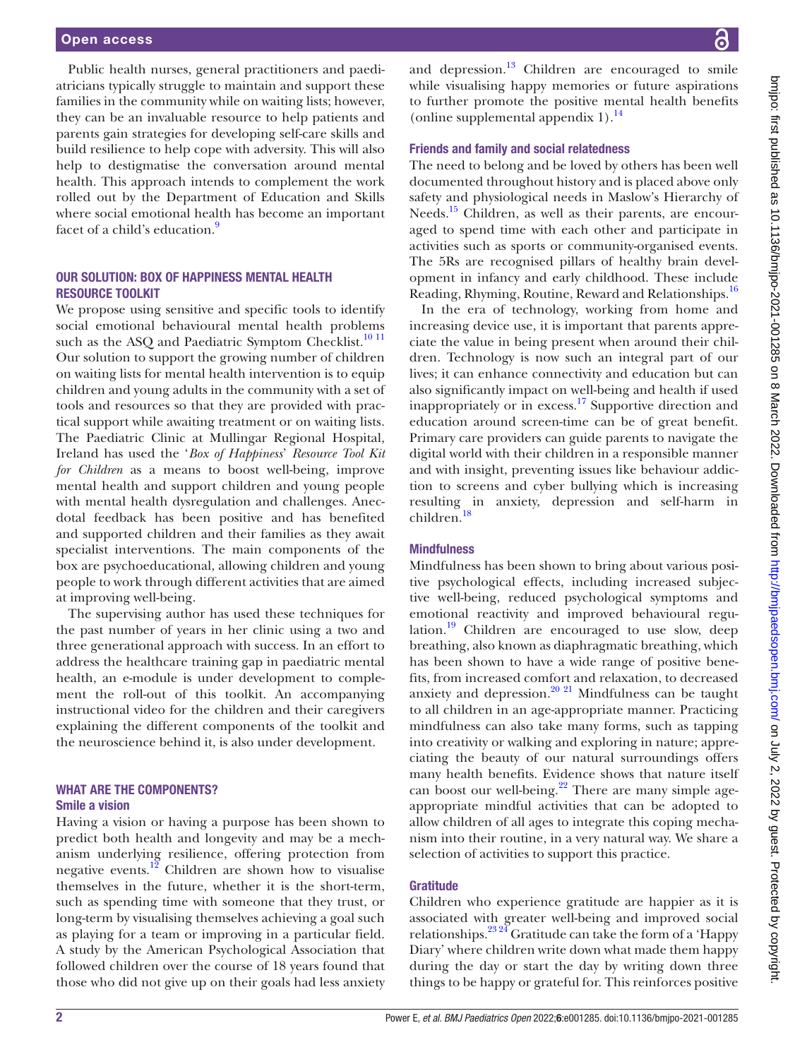Public health nurses, general practitioners and paediatricians typically struggle to maintain and support these families in the community while on waiting lists; however, they can be an invaluable resource to help patients and parents gain strategies for developing self-care skills and build resilience to help cope with adversity. This will also help to destigmatise the conversation around mental health. This approach intends to complement the work rolled out by the Department of Education and Skills where social emotional health has become an important facet of a child's education.[9]

## OUR SOLUTION: BOX OF HAPPINESS MENTAL HEALTH RESOURCE TOOLKIT

We propose using sensitive and specific tools to identify social emotional behavioural mental health problems such as the ASQ and Paediatric Symptom Checklist.[10 11] Our solution to support the growing number of children on waiting lists for mental health intervention is to equip children and young adults in the community with a set of tools and resources so that they are provided with practical support while awaiting treatment or on waiting lists. The Paediatric Clinic at Mullingar Regional Hospital, Ireland has used the '*Box of Happiness*' *Resource Tool Kit for Children* as a means to boost well-being, improve mental health and support children and young people with mental health dysregulation and challenges. Anecdotal feedback has been positive and has benefited and supported children and their families as they await specialist interventions. The main components of the box are psychoeducational, allowing children and young people to work through different activities that are aimed at improving well-being.

The supervising author has used these techniques for the past number of years in her clinic using a two and three generational approach with success. In an effort to address the healthcare training gap in paediatric mental health, an e-module is under development to complement the roll-out of this toolkit. An accompanying instructional video for the children and their caregivers explaining the different components of the toolkit and the neuroscience behind it, is also under development.

## WHAT ARE THE COMPONENTS?

### Smile a vision

Having a vision or having a purpose has been shown to predict both health and longevity and may be a mechanism underlying resilience, offering protection from negative events.[12] Children are shown how to visualise themselves in the future, whether it is the short-term, such as spending time with someone that they trust, or long-term by visualising themselves achieving a goal such as playing for a team or improving in a particular field. A study by the American Psychological Association that followed children over the course of 18 years found that those who did not give up on their goals had less anxiety and depression.[13] Children are encouraged to smile while visualising happy memories or future aspirations to further promote the positive mental health benefits (online supplemental appendix 1).[14]

### Friends and family and social relatedness

The need to belong and be loved by others has been well documented throughout history and is placed above only safety and physiological needs in Maslow's Hierarchy of Needs.[15] Children, as well as their parents, are encouraged to spend time with each other and participate in activities such as sports or community-organised events. The 5Rs are recognised pillars of healthy brain development in infancy and early childhood. These include Reading, Rhyming, Routine, Reward and Relationships.[16]

In the era of technology, working from home and increasing device use, it is important that parents appreciate the value in being present when around their children. Technology is now such an integral part of our lives; it can enhance connectivity and education but can also significantly impact on well-being and health if used inappropriately or in excess.[17] Supportive direction and education around screen-time can be of great benefit. Primary care providers can guide parents to navigate the digital world with their children in a responsible manner and with insight, preventing issues like behaviour addiction to screens and cyber bullying which is increasing resulting in anxiety, depression and self-harm in children.[18]

### Mindfulness

Mindfulness has been shown to bring about various positive psychological effects, including increased subjective well-being, reduced psychological symptoms and emotional reactivity and improved behavioural regulation.[19] Children are encouraged to use slow, deep breathing, also known as diaphragmatic breathing, which has been shown to have a wide range of positive benefits, from increased comfort and relaxation, to decreased anxiety and depression.[20 21] Mindfulness can be taught to all children in an age-appropriate manner. Practicing mindfulness can also take many forms, such as tapping into creativity or walking and exploring in nature; appreciating the beauty of our natural surroundings offers many health benefits. Evidence shows that nature itself can boost our well-being.[22] There are many simple age-appropriate mindful activities that can be adopted to allow children of all ages to integrate this coping mechanism into their routine, in a very natural way. We share a selection of activities to support this practice.

### Gratitude

Children who experience gratitude are happier as it is associated with greater well-being and improved social relationships.[23 24] Gratitude can take the form of a 'Happy Diary' where children write down what made them happy during the day or start the day by writing down three things to be happy or grateful for. This reinforces positive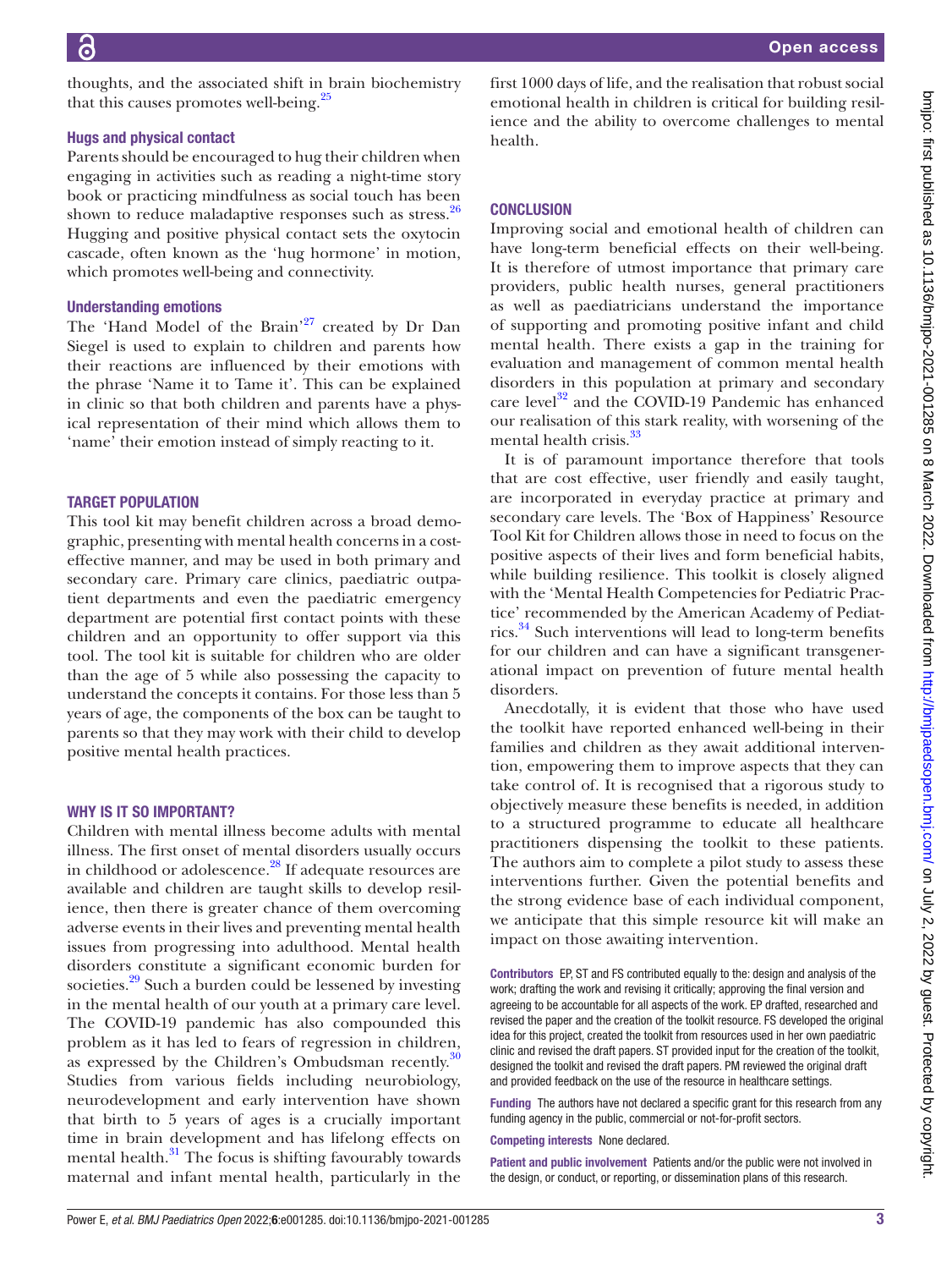thoughts, and the associated shift in brain biochemistry that this causes promotes well-being.[25]

### Hugs and physical contact

Parents should be encouraged to hug their children when engaging in activities such as reading a night-time story book or practicing mindfulness as social touch has been shown to reduce maladaptive responses such as stress.[26] Hugging and positive physical contact sets the oxytocin cascade, often known as the 'hug hormone' in motion, which promotes well-being and connectivity.

### Understanding emotions

The 'Hand Model of the Brain'[27] created by Dr Dan Siegel is used to explain to children and parents how their reactions are influenced by their emotions with the phrase 'Name it to Tame it'. This can be explained in clinic so that both children and parents have a physical representation of their mind which allows them to 'name' their emotion instead of simply reacting to it.

## TARGET POPULATION

This tool kit may benefit children across a broad demographic, presenting with mental health concerns in a cost-effective manner, and may be used in both primary and secondary care. Primary care clinics, paediatric outpatient departments and even the paediatric emergency department are potential first contact points with these children and an opportunity to offer support via this tool. The tool kit is suitable for children who are older than the age of 5 while also possessing the capacity to understand the concepts it contains. For those less than 5 years of age, the components of the box can be taught to parents so that they may work with their child to develop positive mental health practices.

## WHY IS IT SO IMPORTANT?

Children with mental illness become adults with mental illness. The first onset of mental disorders usually occurs in childhood or adolescence.[28] If adequate resources are available and children are taught skills to develop resilience, then there is greater chance of them overcoming adverse events in their lives and preventing mental health issues from progressing into adulthood. Mental health disorders constitute a significant economic burden for societies.[29] Such a burden could be lessened by investing in the mental health of our youth at a primary care level. The COVID-19 pandemic has also compounded this problem as it has led to fears of regression in children, as expressed by the Children's Ombudsman recently.[30] Studies from various fields including neurobiology, neurodevelopment and early intervention have shown that birth to 5 years of ages is a crucially important time in brain development and has lifelong effects on mental health.[31] The focus is shifting favourably towards maternal and infant mental health, particularly in the first 1000 days of life, and the realisation that robust social emotional health in children is critical for building resilience and the ability to overcome challenges to mental health.

## CONCLUSION

Improving social and emotional health of children can have long-term beneficial effects on their well-being. It is therefore of utmost importance that primary care providers, public health nurses, general practitioners as well as paediatricians understand the importance of supporting and promoting positive infant and child mental health. There exists a gap in the training for evaluation and management of common mental health disorders in this population at primary and secondary care level[32] and the COVID-19 Pandemic has enhanced our realisation of this stark reality, with worsening of the mental health crisis.[33]

It is of paramount importance therefore that tools that are cost effective, user friendly and easily taught, are incorporated in everyday practice at primary and secondary care levels. The 'Box of Happiness' Resource Tool Kit for Children allows those in need to focus on the positive aspects of their lives and form beneficial habits, while building resilience. This toolkit is closely aligned with the 'Mental Health Competencies for Pediatric Practice' recommended by the American Academy of Pediatrics.[34] Such interventions will lead to long-term benefits for our children and can have a significant transgenerational impact on prevention of future mental health disorders.

Anecdotally, it is evident that those who have used the toolkit have reported enhanced well-being in their families and children as they await additional intervention, empowering them to improve aspects that they can take control of. It is recognised that a rigorous study to objectively measure these benefits is needed, in addition to a structured programme to educate all healthcare practitioners dispensing the toolkit to these patients. The authors aim to complete a pilot study to assess these interventions further. Given the potential benefits and the strong evidence base of each individual component, we anticipate that this simple resource kit will make an impact on those awaiting intervention.

**Contributors** EP, ST and FS contributed equally to the: design and analysis of the work; drafting the work and revising it critically; approving the final version and agreeing to be accountable for all aspects of the work. EP drafted, researched and revised the paper and the creation of the toolkit resource. FS developed the original idea for this project, created the toolkit from resources used in her own paediatric clinic and revised the draft papers. ST provided input for the creation of the toolkit, designed the toolkit and revised the draft papers. PM reviewed the original draft and provided feedback on the use of the resource in healthcare settings.

**Funding** The authors have not declared a specific grant for this research from any funding agency in the public, commercial or not-for-profit sectors.

**Competing interests** None declared.

**Patient and public involvement** Patients and/or the public were not involved in the design, or conduct, or reporting, or dissemination plans of this research.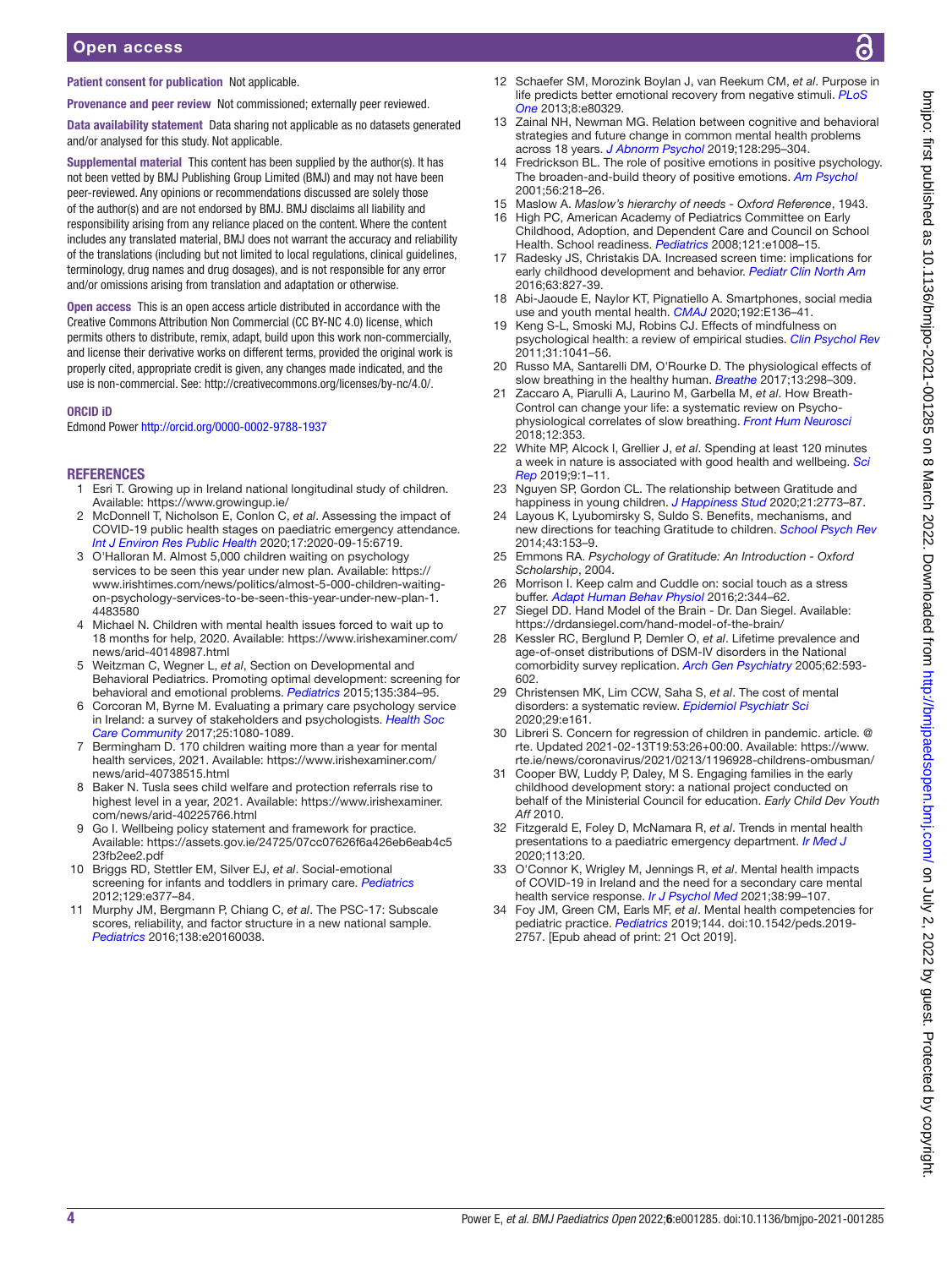**Patient consent for publication** Not applicable.

**Provenance and peer review** Not commissioned; externally peer reviewed.

**Data availability statement** Data sharing not applicable as no datasets generated and/or analysed for this study. Not applicable.

**Supplemental material** This content has been supplied by the author(s). It has not been vetted by BMJ Publishing Group Limited (BMJ) and may not have been peer-reviewed. Any opinions or recommendations discussed are solely those of the author(s) and are not endorsed by BMJ. BMJ disclaims all liability and responsibility arising from any reliance placed on the content. Where the content includes any translated material, BMJ does not warrant the accuracy and reliability of the translations (including but not limited to local regulations, clinical guidelines, terminology, drug names and drug dosages), and is not responsible for any error and/or omissions arising from translation and adaptation or otherwise.

**Open access** This is an open access article distributed in accordance with the Creative Commons Attribution Non Commercial (CC BY-NC 4.0) license, which permits others to distribute, remix, adapt, build upon this work non-commercially, and license their derivative works on different terms, provided the original work is properly cited, appropriate credit is given, any changes made indicated, and the use is non-commercial. See: http://creativecommons.org/licenses/by-nc/4.0/.

**ORCID iD**

Edmond Power http://orcid.org/0000-0002-9788-1937

## REFERENCES

1. Esri T. Growing up in Ireland national longitudinal study of children. Available: https://www.growingup.ie/
2. McDonnell T, Nicholson E, Conlon C, *et al*. Assessing the impact of COVID-19 public health stages on paediatric emergency attendance. *Int J Environ Res Public Health* 2020;17:2020-09-15:6719.
3. O'Halloran M. Almost 5,000 children waiting on psychology services to be seen this year under new plan. Available: https://www.irishtimes.com/news/politics/almost-5-000-children-waiting-on-psychology-services-to-be-seen-this-year-under-new-plan-1.4483580
4. Michael N. Children with mental health issues forced to wait up to 18 months for help, 2020. Available: https://www.irishexaminer.com/news/arid-40148987.html
5. Weitzman C, Wegner L, *et al*, Section on Developmental and Behavioral Pediatrics. Promoting optimal development: screening for behavioral and emotional problems. *Pediatrics* 2015;135:384–95.
6. Corcoran M, Byrne M. Evaluating a primary care psychology service in Ireland: a survey of stakeholders and psychologists. *Health Soc Care Community* 2017;25:1080-1089.
7. Bermingham D. 170 children waiting more than a year for mental health services, 2021. Available: https://www.irishexaminer.com/news/arid-40738515.html
8. Baker N. Tusla sees child welfare and protection referrals rise to highest level in a year, 2021. Available: https://www.irishexaminer.com/news/arid-40225766.html
9. Go I. Wellbeing policy statement and framework for practice. Available: https://assets.gov.ie/24725/07cc07626f6a426eb6eab4c523fb2ee2.pdf
10. Briggs RD, Stettler EM, Silver EJ, *et al*. Social-emotional screening for infants and toddlers in primary care. *Pediatrics* 2012;129:e377–84.
11. Murphy JM, Bergmann P, Chiang C, *et al*. The PSC-17: Subscale scores, reliability, and factor structure in a new national sample. *Pediatrics* 2016;138:e20160038.
12. Schaefer SM, Morozink Boylan J, van Reekum CM, *et al*. Purpose in life predicts better emotional recovery from negative stimuli. *PLoS One* 2013;8:e80329.
13. Zainal NH, Newman MG. Relation between cognitive and behavioral strategies and future change in common mental health problems across 18 years. *J Abnorm Psychol* 2019;128:295–304.
14. Fredrickson BL. The role of positive emotions in positive psychology. The broaden-and-build theory of positive emotions. *Am Psychol* 2001;56:218–26.
15. Maslow A. *Maslow's hierarchy of needs - Oxford Reference*, 1943.
16. High PC, American Academy of Pediatrics Committee on Early Childhood, Adoption, and Dependent Care and Council on School Health. School readiness. *Pediatrics* 2008;121:e1008–15.
17. Radesky JS, Christakis DA. Increased screen time: implications for early childhood development and behavior. *Pediatr Clin North Am* 2016;63:827-39.
18. Abi-Jaoude E, Naylor KT, Pignatiello A. Smartphones, social media use and youth mental health. *CMAJ* 2020;192:E136–41.
19. Keng S-L, Smoski MJ, Robins CJ. Effects of mindfulness on psychological health: a review of empirical studies. *Clin Psychol Rev* 2011;31:1041–56.
20. Russo MA, Santarelli DM, O'Rourke D. The physiological effects of slow breathing in the healthy human. *Breathe* 2017;13:298–309.
21. Zaccaro A, Piarulli A, Laurino M, Garbella M, *et al*. How Breath-Control can change your life: a systematic review on Psycho-physiological correlates of slow breathing. *Front Hum Neurosci* 2018;12:353.
22. White MP, Alcock I, Grellier J, *et al*. Spending at least 120 minutes a week in nature is associated with good health and wellbeing. *Sci Rep* 2019;9:1–11.
23. Nguyen SP, Gordon CL. The relationship between Gratitude and happiness in young children. *J Happiness Stud* 2020;21:2773–87.
24. Layous K, Lyubomirsky S, Suldo S. Benefits, mechanisms, and new directions for teaching Gratitude to children. *School Psych Rev* 2014;43:153–9.
25. Emmons RA. *Psychology of Gratitude: An Introduction - Oxford Scholarship*, 2004.
26. Morrison I. Keep calm and Cuddle on: social touch as a stress buffer. *Adapt Human Behav Physiol* 2016;2:344–62.
27. Siegel DD. Hand Model of the Brain - Dr. Dan Siegel. Available: https://drdansiegel.com/hand-model-of-the-brain/
28. Kessler RC, Berglund P, Demler O, *et al*. Lifetime prevalence and age-of-onset distributions of DSM-IV disorders in the National comorbidity survey replication. *Arch Gen Psychiatry* 2005;62:593-602.
29. Christensen MK, Lim CCW, Saha S, *et al*. The cost of mental disorders: a systematic review. *Epidemiol Psychiatr Sci* 2020;29:e161.
30. Libreri S. Concern for regression of children in pandemic. article. @rte. Updated 2021-02-13T19:53:26+00:00. Available: https://www.rte.ie/news/coronavirus/2021/0213/1196928-childrens-ombusman/
31. Cooper BW, Luddy P, Daley, M S. Engaging families in the early childhood development story: a national project conducted on behalf of the Ministerial Council for education. *Early Child Dev Youth Aff* 2010.
32. Fitzgerald E, Foley D, McNamara R, *et al*. Trends in mental health presentations to a paediatric emergency department. *Ir Med J* 2020;113:20.
33. O'Connor K, Wrigley M, Jennings R, *et al*. Mental health impacts of COVID-19 in Ireland and the need for a secondary care mental health service response. *Ir J Psychol Med* 2021;38:99–107.
34. Foy JM, Green CM, Earls MF, *et al*. Mental health competencies for pediatric practice. *Pediatrics* 2019;144. doi:10.1542/peds.2019-2757. [Epub ahead of print: 21 Oct 2019].